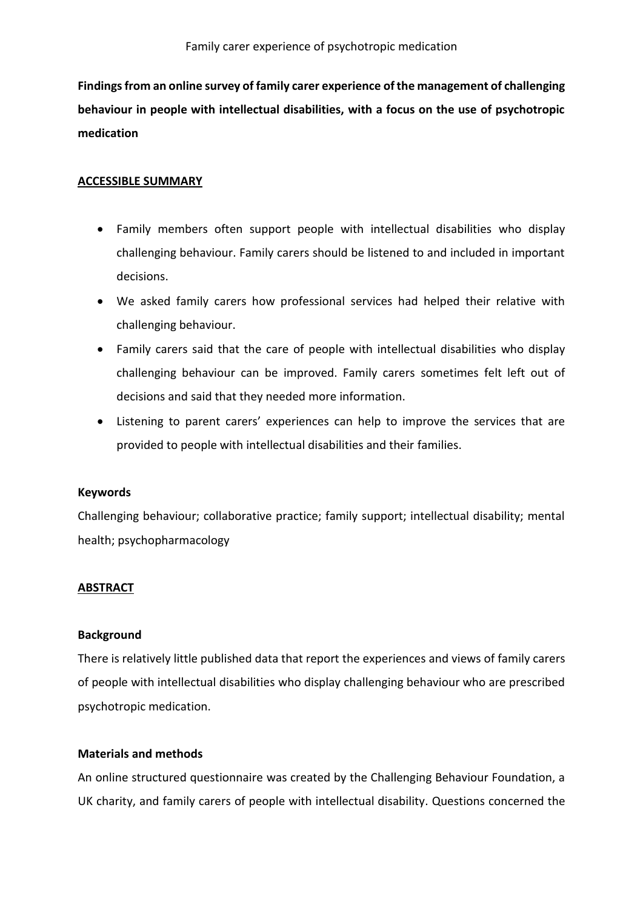**Findings from an online survey of family carer experience of the management of challenging behaviour in people with intellectual disabilities, with a focus on the use of psychotropic medication**

## ACCESSIBLE SUMMARY

- Family members often support people with intellectual disabilities who display challenging behaviour. Family carers should be listened to and included in important decisions.
- We asked family carers how professional services had helped their relative with challenging behaviour.
- Family carers said that the care of people with intellectual disabilities who display challenging behaviour can be improved. Family carers sometimes felt left out of decisions and said that they needed more information.
- Listening to parent carers' experiences can help to improve the services that are provided to people with intellectual disabilities and their families.

### Keywords

Challenging behaviour; collaborative practice; family support; intellectual disability; mental health; psychopharmacology

## ABSTRACT

### Background

There is relatively little published data that report the experiences and views of family carers of people with intellectual disabilities who display challenging behaviour who are prescribed psychotropic medication.

### Materials and methods

An online structured questionnaire was created by the Challenging Behaviour Foundation, a UK charity, and family carers of people with intellectual disability. Questions concerned the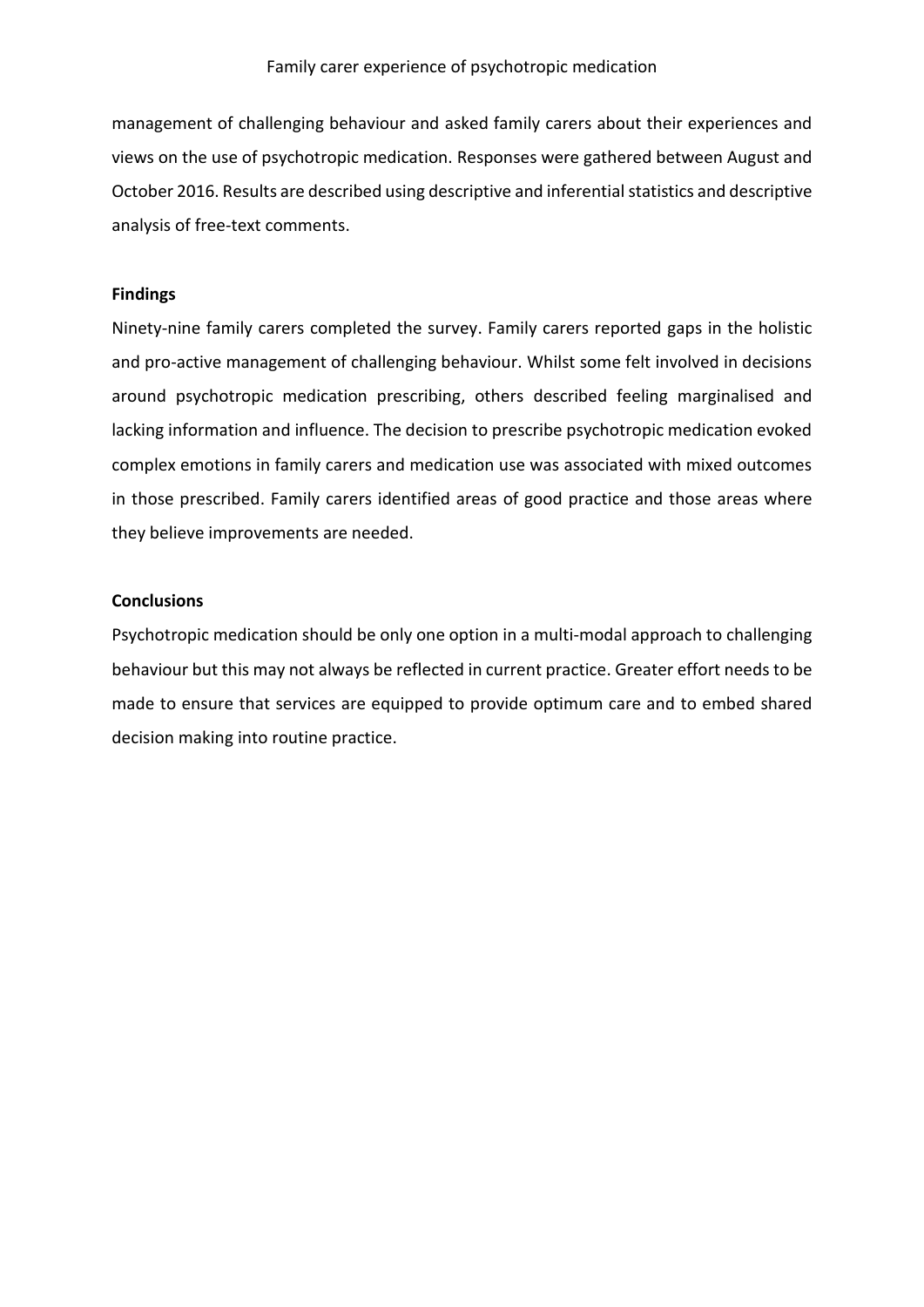management of challenging behaviour and asked family carers about their experiences and views on the use of psychotropic medication. Responses were gathered between August and October 2016. Results are described using descriptive and inferential statistics and descriptive analysis of free-text comments.

**Findings**

Ninety-nine family carers completed the survey. Family carers reported gaps in the holistic and pro-active management of challenging behaviour. Whilst some felt involved in decisions around psychotropic medication prescribing, others described feeling marginalised and lacking information and influence. The decision to prescribe psychotropic medication evoked complex emotions in family carers and medication use was associated with mixed outcomes in those prescribed. Family carers identified areas of good practice and those areas where they believe improvements are needed.

**Conclusions**

Psychotropic medication should be only one option in a multi-modal approach to challenging behaviour but this may not always be reflected in current practice. Greater effort needs to be made to ensure that services are equipped to provide optimum care and to embed shared decision making into routine practice.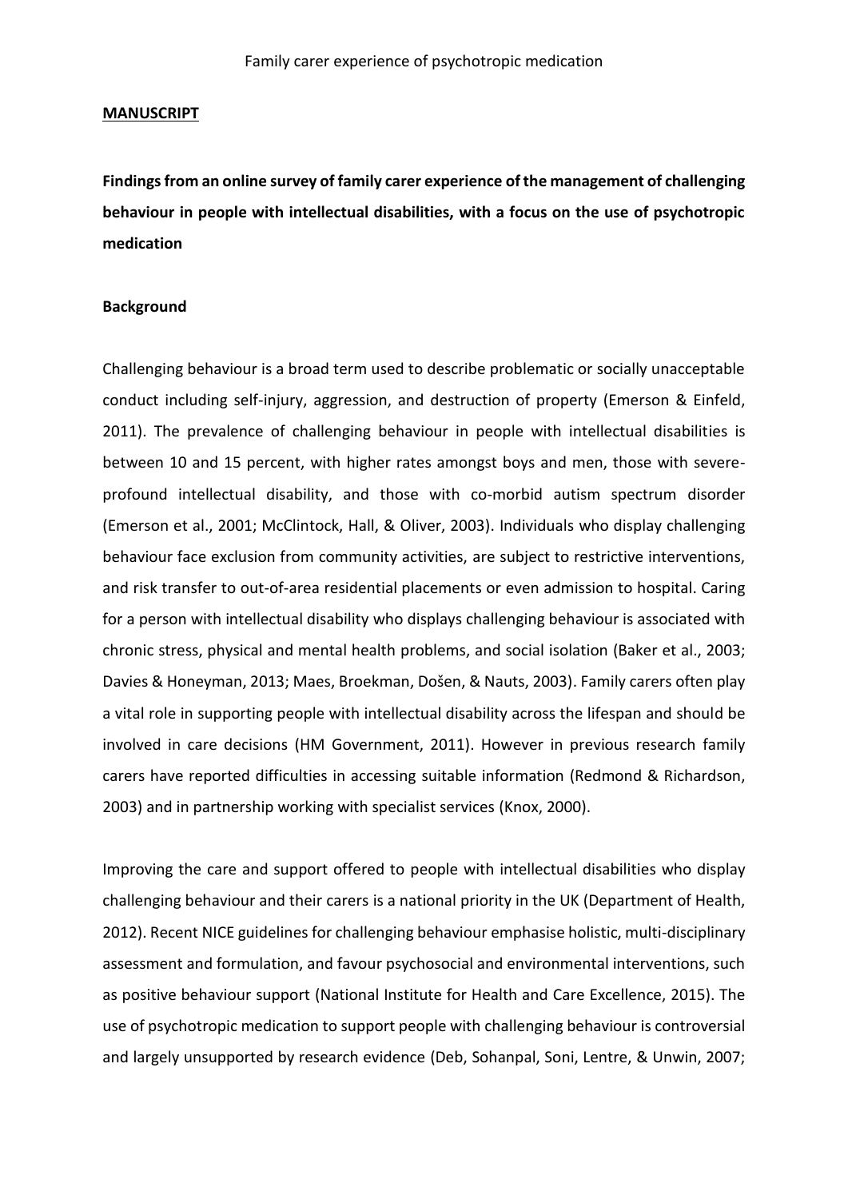**MANUSCRIPT**

**Findings from an online survey of family carer experience of the management of challenging behaviour in people with intellectual disabilities, with a focus on the use of psychotropic medication**

**Background**

Challenging behaviour is a broad term used to describe problematic or socially unacceptable conduct including self-injury, aggression, and destruction of property (Emerson & Einfeld, 2011). The prevalence of challenging behaviour in people with intellectual disabilities is between 10 and 15 percent, with higher rates amongst boys and men, those with severe-profound intellectual disability, and those with co-morbid autism spectrum disorder (Emerson et al., 2001; McClintock, Hall, & Oliver, 2003). Individuals who display challenging behaviour face exclusion from community activities, are subject to restrictive interventions, and risk transfer to out-of-area residential placements or even admission to hospital. Caring for a person with intellectual disability who displays challenging behaviour is associated with chronic stress, physical and mental health problems, and social isolation (Baker et al., 2003; Davies & Honeyman, 2013; Maes, Broekman, Došen, & Nauts, 2003). Family carers often play a vital role in supporting people with intellectual disability across the lifespan and should be involved in care decisions (HM Government, 2011). However in previous research family carers have reported difficulties in accessing suitable information (Redmond & Richardson, 2003) and in partnership working with specialist services (Knox, 2000).

Improving the care and support offered to people with intellectual disabilities who display challenging behaviour and their carers is a national priority in the UK (Department of Health, 2012). Recent NICE guidelines for challenging behaviour emphasise holistic, multi-disciplinary assessment and formulation, and favour psychosocial and environmental interventions, such as positive behaviour support (National Institute for Health and Care Excellence, 2015). The use of psychotropic medication to support people with challenging behaviour is controversial and largely unsupported by research evidence (Deb, Sohanpal, Soni, Lentre, & Unwin, 2007;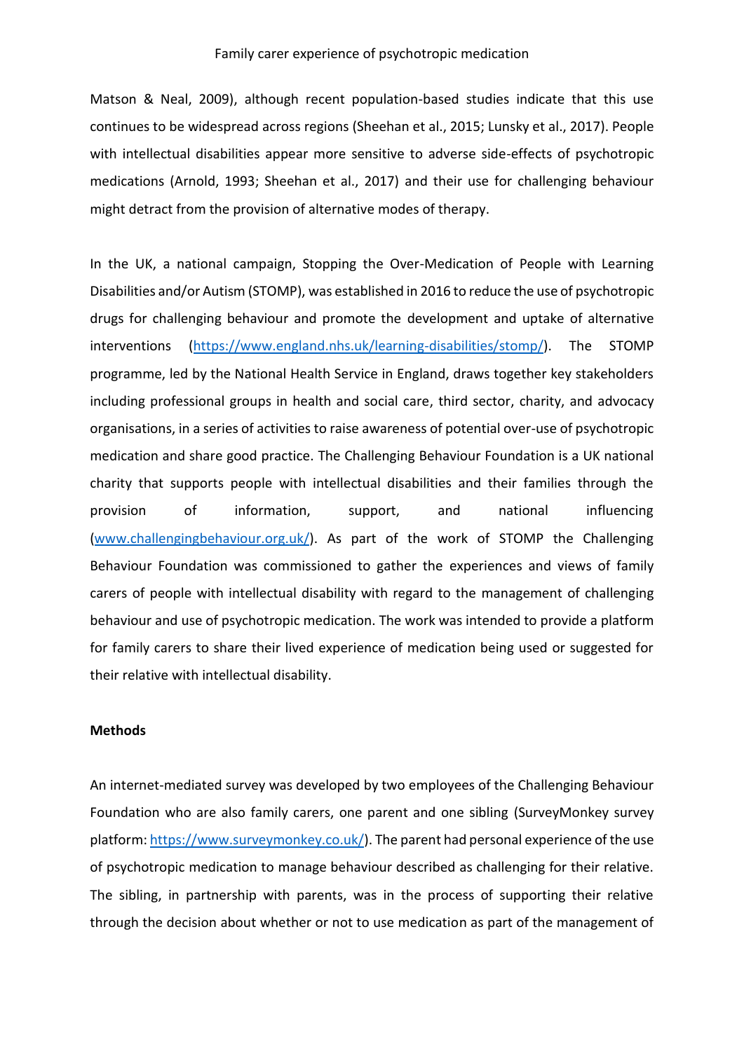Matson & Neal, 2009), although recent population-based studies indicate that this use continues to be widespread across regions (Sheehan et al., 2015; Lunsky et al., 2017). People with intellectual disabilities appear more sensitive to adverse side-effects of psychotropic medications (Arnold, 1993; Sheehan et al., 2017) and their use for challenging behaviour might detract from the provision of alternative modes of therapy.

In the UK, a national campaign, Stopping the Over-Medication of People with Learning Disabilities and/or Autism (STOMP), was established in 2016 to reduce the use of psychotropic drugs for challenging behaviour and promote the development and uptake of alternative interventions (https://www.england.nhs.uk/learning-disabilities/stomp/). The STOMP programme, led by the National Health Service in England, draws together key stakeholders including professional groups in health and social care, third sector, charity, and advocacy organisations, in a series of activities to raise awareness of potential over-use of psychotropic medication and share good practice. The Challenging Behaviour Foundation is a UK national charity that supports people with intellectual disabilities and their families through the provision of information, support, and national influencing (www.challengingbehaviour.org.uk/). As part of the work of STOMP the Challenging Behaviour Foundation was commissioned to gather the experiences and views of family carers of people with intellectual disability with regard to the management of challenging behaviour and use of psychotropic medication. The work was intended to provide a platform for family carers to share their lived experience of medication being used or suggested for their relative with intellectual disability.

**Methods**

An internet-mediated survey was developed by two employees of the Challenging Behaviour Foundation who are also family carers, one parent and one sibling (SurveyMonkey survey platform: https://www.surveymonkey.co.uk/). The parent had personal experience of the use of psychotropic medication to manage behaviour described as challenging for their relative. The sibling, in partnership with parents, was in the process of supporting their relative through the decision about whether or not to use medication as part of the management of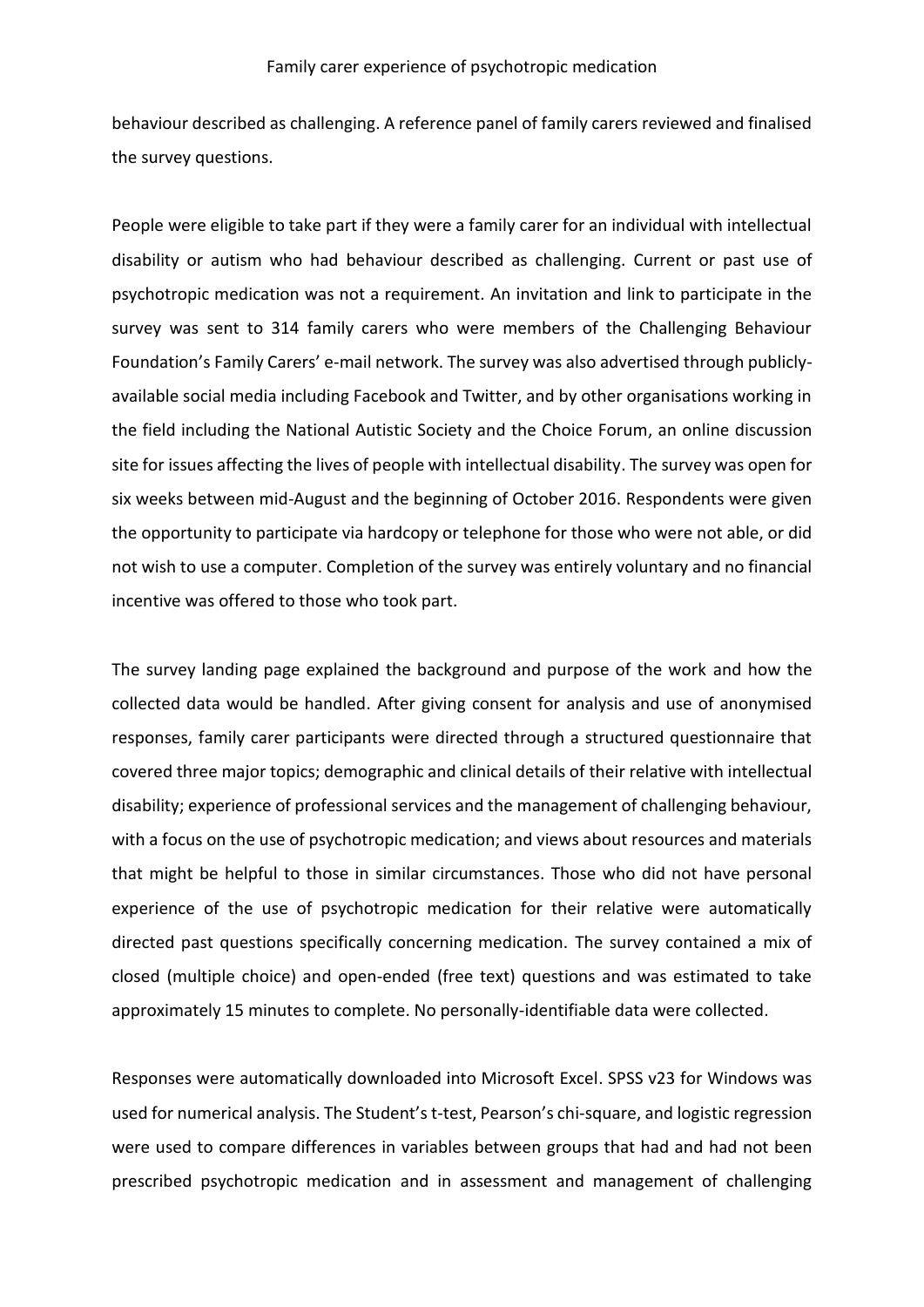behaviour described as challenging. A reference panel of family carers reviewed and finalised the survey questions.

People were eligible to take part if they were a family carer for an individual with intellectual disability or autism who had behaviour described as challenging. Current or past use of psychotropic medication was not a requirement. An invitation and link to participate in the survey was sent to 314 family carers who were members of the Challenging Behaviour Foundation's Family Carers' e-mail network. The survey was also advertised through publicly-available social media including Facebook and Twitter, and by other organisations working in the field including the National Autistic Society and the Choice Forum, an online discussion site for issues affecting the lives of people with intellectual disability. The survey was open for six weeks between mid-August and the beginning of October 2016. Respondents were given the opportunity to participate via hardcopy or telephone for those who were not able, or did not wish to use a computer. Completion of the survey was entirely voluntary and no financial incentive was offered to those who took part.

The survey landing page explained the background and purpose of the work and how the collected data would be handled. After giving consent for analysis and use of anonymised responses, family carer participants were directed through a structured questionnaire that covered three major topics; demographic and clinical details of their relative with intellectual disability; experience of professional services and the management of challenging behaviour, with a focus on the use of psychotropic medication; and views about resources and materials that might be helpful to those in similar circumstances. Those who did not have personal experience of the use of psychotropic medication for their relative were automatically directed past questions specifically concerning medication. The survey contained a mix of closed (multiple choice) and open-ended (free text) questions and was estimated to take approximately 15 minutes to complete. No personally-identifiable data were collected.

Responses were automatically downloaded into Microsoft Excel. SPSS v23 for Windows was used for numerical analysis. The Student's t-test, Pearson's chi-square, and logistic regression were used to compare differences in variables between groups that had and had not been prescribed psychotropic medication and in assessment and management of challenging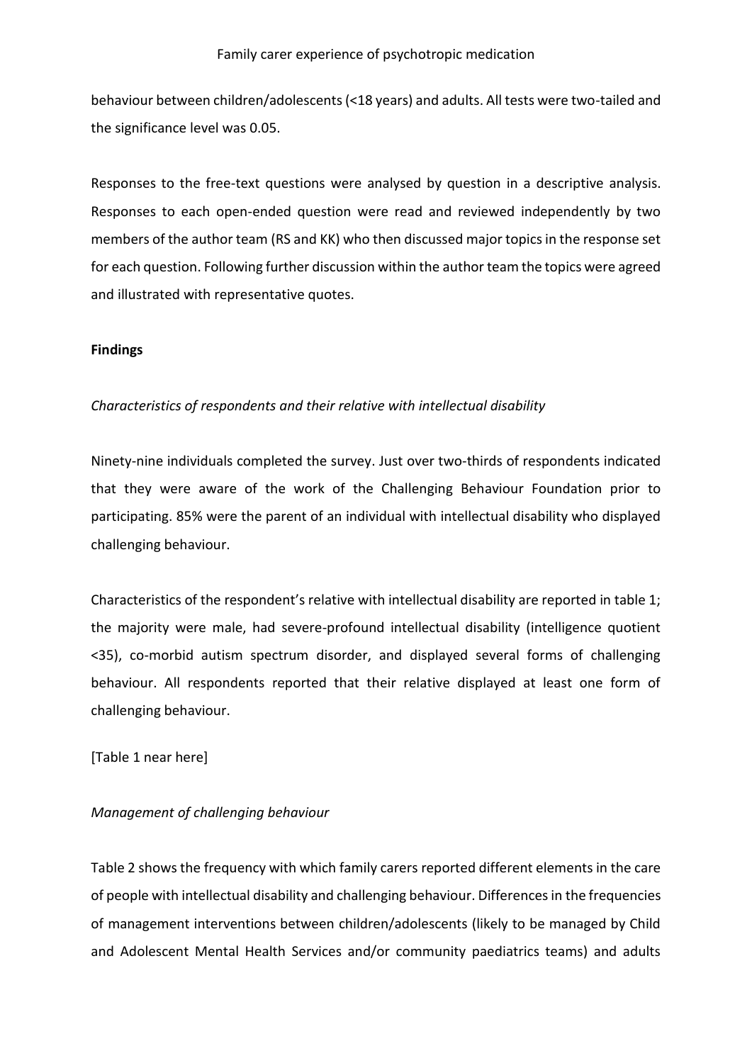behaviour between children/adolescents (<18 years) and adults. All tests were two-tailed and the significance level was 0.05.

Responses to the free-text questions were analysed by question in a descriptive analysis. Responses to each open-ended question were read and reviewed independently by two members of the author team (RS and KK) who then discussed major topics in the response set for each question. Following further discussion within the author team the topics were agreed and illustrated with representative quotes.

**Findings**

*Characteristics of respondents and their relative with intellectual disability*

Ninety-nine individuals completed the survey. Just over two-thirds of respondents indicated that they were aware of the work of the Challenging Behaviour Foundation prior to participating. 85% were the parent of an individual with intellectual disability who displayed challenging behaviour.

Characteristics of the respondent's relative with intellectual disability are reported in table 1; the majority were male, had severe-profound intellectual disability (intelligence quotient <35), co-morbid autism spectrum disorder, and displayed several forms of challenging behaviour. All respondents reported that their relative displayed at least one form of challenging behaviour.

[Table 1 near here]

*Management of challenging behaviour*

Table 2 shows the frequency with which family carers reported different elements in the care of people with intellectual disability and challenging behaviour. Differences in the frequencies of management interventions between children/adolescents (likely to be managed by Child and Adolescent Mental Health Services and/or community paediatrics teams) and adults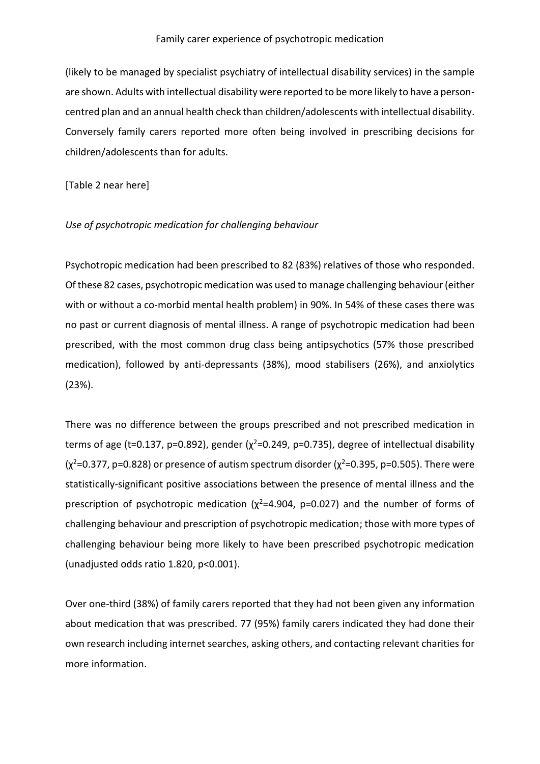(likely to be managed by specialist psychiatry of intellectual disability services) in the sample are shown. Adults with intellectual disability were reported to be more likely to have a person-centred plan and an annual health check than children/adolescents with intellectual disability. Conversely family carers reported more often being involved in prescribing decisions for children/adolescents than for adults.

[Table 2 near here]

*Use of psychotropic medication for challenging behaviour*

Psychotropic medication had been prescribed to 82 (83%) relatives of those who responded. Of these 82 cases, psychotropic medication was used to manage challenging behaviour (either with or without a co-morbid mental health problem) in 90%. In 54% of these cases there was no past or current diagnosis of mental illness. A range of psychotropic medication had been prescribed, with the most common drug class being antipsychotics (57% those prescribed medication), followed by anti-depressants (38%), mood stabilisers (26%), and anxiolytics (23%).

There was no difference between the groups prescribed and not prescribed medication in terms of age ($t=0.137$, $p=0.892$), gender ($\chi^2=0.249$, $p=0.735$), degree of intellectual disability ($\chi^2=0.377$, $p=0.828$) or presence of autism spectrum disorder ($\chi^2=0.395$, $p=0.505$). There were statistically-significant positive associations between the presence of mental illness and the prescription of psychotropic medication ($\chi^2=4.904$, $p=0.027$) and the number of forms of challenging behaviour and prescription of psychotropic medication; those with more types of challenging behaviour being more likely to have been prescribed psychotropic medication (unadjusted odds ratio 1.820, $p<0.001$).

Over one-third (38%) of family carers reported that they had not been given any information about medication that was prescribed. 77 (95%) family carers indicated they had done their own research including internet searches, asking others, and contacting relevant charities for more information.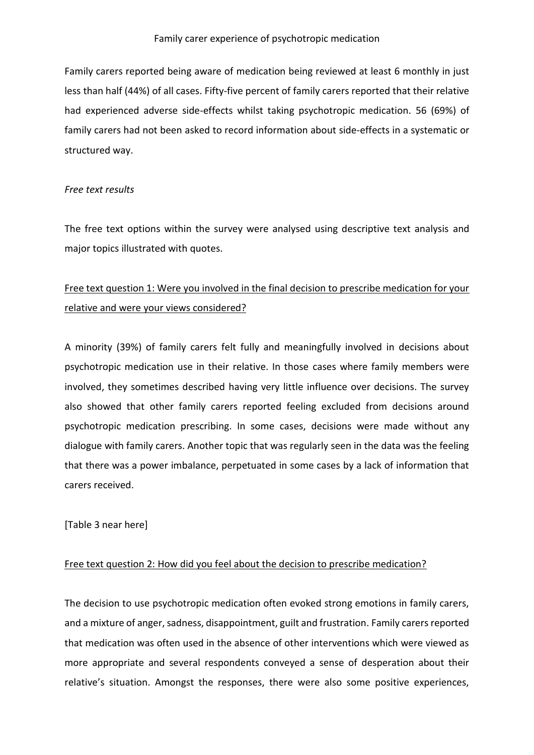Family carers reported being aware of medication being reviewed at least 6 monthly in just less than half (44%) of all cases. Fifty-five percent of family carers reported that their relative had experienced adverse side-effects whilst taking psychotropic medication. 56 (69%) of family carers had not been asked to record information about side-effects in a systematic or structured way.

*Free text results*

The free text options within the survey were analysed using descriptive text analysis and major topics illustrated with quotes.

<u>Free text question 1: Were you involved in the final decision to prescribe medication for your relative and were your views considered?</u>

A minority (39%) of family carers felt fully and meaningfully involved in decisions about psychotropic medication use in their relative. In those cases where family members were involved, they sometimes described having very little influence over decisions. The survey also showed that other family carers reported feeling excluded from decisions around psychotropic medication prescribing. In some cases, decisions were made without any dialogue with family carers. Another topic that was regularly seen in the data was the feeling that there was a power imbalance, perpetuated in some cases by a lack of information that carers received.

[Table 3 near here]

<u>Free text question 2: How did you feel about the decision to prescribe medication?</u>

The decision to use psychotropic medication often evoked strong emotions in family carers, and a mixture of anger, sadness, disappointment, guilt and frustration. Family carers reported that medication was often used in the absence of other interventions which were viewed as more appropriate and several respondents conveyed a sense of desperation about their relative's situation. Amongst the responses, there were also some positive experiences,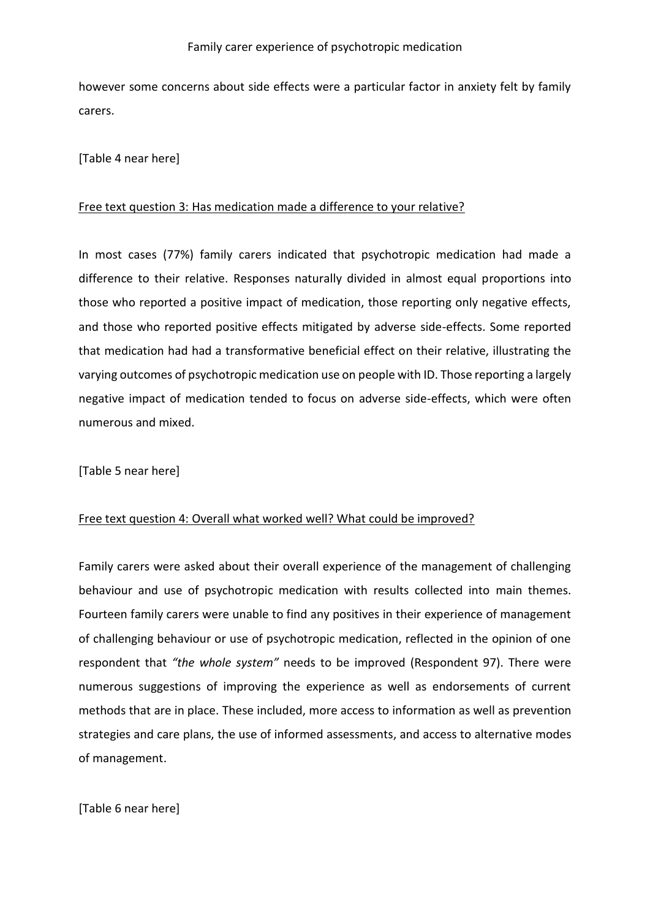however some concerns about side effects were a particular factor in anxiety felt by family carers.

[Table 4 near here]

Free text question 3: Has medication made a difference to your relative?

In most cases (77%) family carers indicated that psychotropic medication had made a difference to their relative. Responses naturally divided in almost equal proportions into those who reported a positive impact of medication, those reporting only negative effects, and those who reported positive effects mitigated by adverse side-effects. Some reported that medication had had a transformative beneficial effect on their relative, illustrating the varying outcomes of psychotropic medication use on people with ID. Those reporting a largely negative impact of medication tended to focus on adverse side-effects, which were often numerous and mixed.

[Table 5 near here]

Free text question 4: Overall what worked well? What could be improved?

Family carers were asked about their overall experience of the management of challenging behaviour and use of psychotropic medication with results collected into main themes. Fourteen family carers were unable to find any positives in their experience of management of challenging behaviour or use of psychotropic medication, reflected in the opinion of one respondent that *"the whole system"* needs to be improved (Respondent 97). There were numerous suggestions of improving the experience as well as endorsements of current methods that are in place. These included, more access to information as well as prevention strategies and care plans, the use of informed assessments, and access to alternative modes of management.

[Table 6 near here]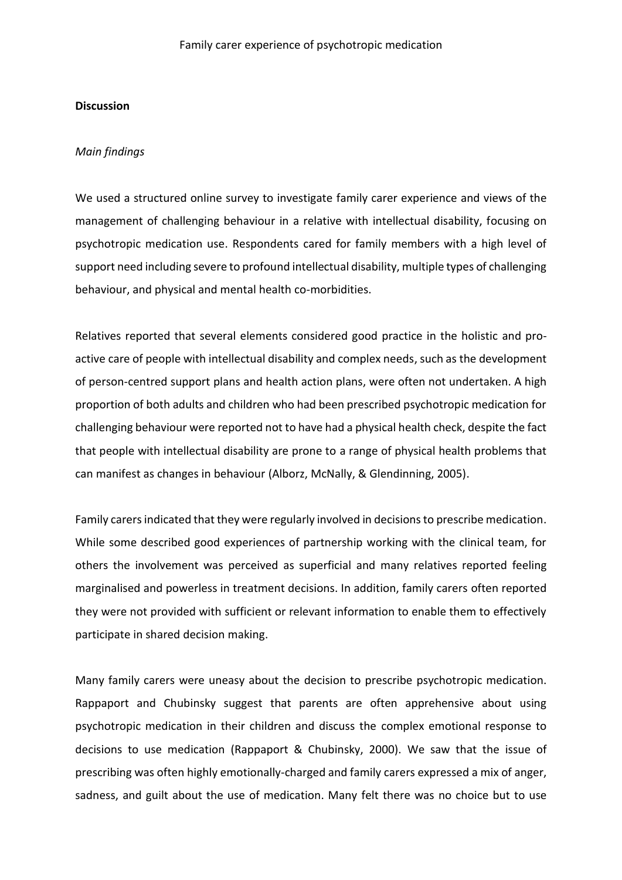## Discussion

### *Main findings*

We used a structured online survey to investigate family carer experience and views of the management of challenging behaviour in a relative with intellectual disability, focusing on psychotropic medication use. Respondents cared for family members with a high level of support need including severe to profound intellectual disability, multiple types of challenging behaviour, and physical and mental health co-morbidities.

Relatives reported that several elements considered good practice in the holistic and pro-active care of people with intellectual disability and complex needs, such as the development of person-centred support plans and health action plans, were often not undertaken. A high proportion of both adults and children who had been prescribed psychotropic medication for challenging behaviour were reported not to have had a physical health check, despite the fact that people with intellectual disability are prone to a range of physical health problems that can manifest as changes in behaviour (Alborz, McNally, & Glendinning, 2005).

Family carers indicated that they were regularly involved in decisions to prescribe medication. While some described good experiences of partnership working with the clinical team, for others the involvement was perceived as superficial and many relatives reported feeling marginalised and powerless in treatment decisions. In addition, family carers often reported they were not provided with sufficient or relevant information to enable them to effectively participate in shared decision making.

Many family carers were uneasy about the decision to prescribe psychotropic medication. Rappaport and Chubinsky suggest that parents are often apprehensive about using psychotropic medication in their children and discuss the complex emotional response to decisions to use medication (Rappaport & Chubinsky, 2000). We saw that the issue of prescribing was often highly emotionally-charged and family carers expressed a mix of anger, sadness, and guilt about the use of medication. Many felt there was no choice but to use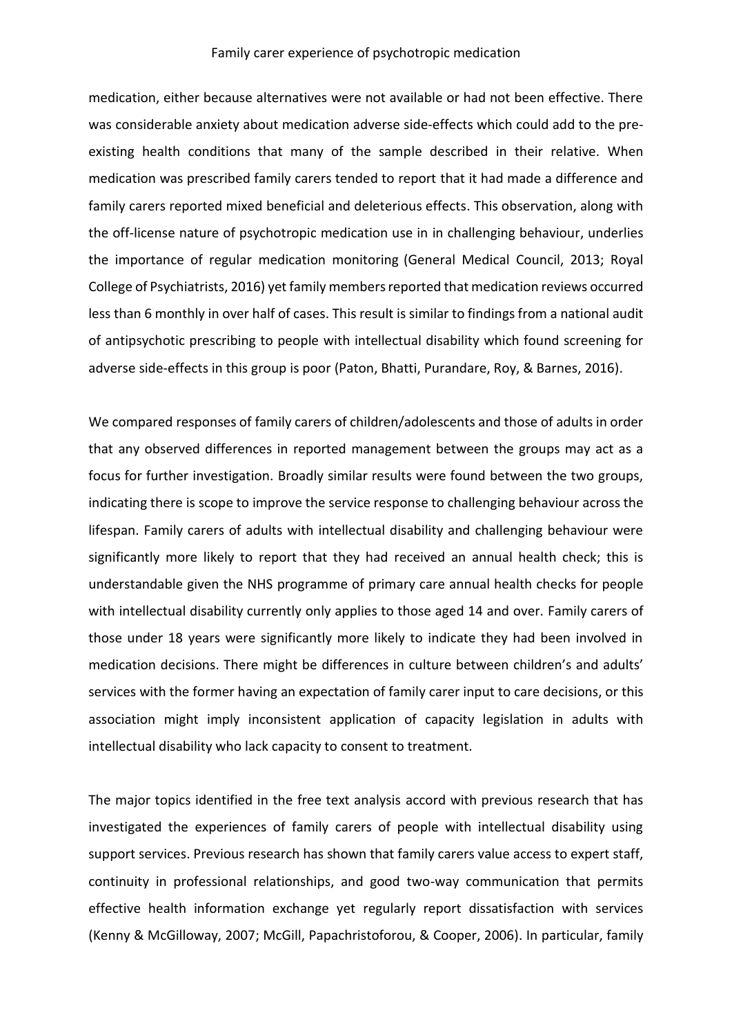medication, either because alternatives were not available or had not been effective. There was considerable anxiety about medication adverse side-effects which could add to the pre-existing health conditions that many of the sample described in their relative. When medication was prescribed family carers tended to report that it had made a difference and family carers reported mixed beneficial and deleterious effects. This observation, along with the off-license nature of psychotropic medication use in in challenging behaviour, underlies the importance of regular medication monitoring (General Medical Council, 2013; Royal College of Psychiatrists, 2016) yet family members reported that medication reviews occurred less than 6 monthly in over half of cases. This result is similar to findings from a national audit of antipsychotic prescribing to people with intellectual disability which found screening for adverse side-effects in this group is poor (Paton, Bhatti, Purandare, Roy, & Barnes, 2016).

We compared responses of family carers of children/adolescents and those of adults in order that any observed differences in reported management between the groups may act as a focus for further investigation. Broadly similar results were found between the two groups, indicating there is scope to improve the service response to challenging behaviour across the lifespan. Family carers of adults with intellectual disability and challenging behaviour were significantly more likely to report that they had received an annual health check; this is understandable given the NHS programme of primary care annual health checks for people with intellectual disability currently only applies to those aged 14 and over. Family carers of those under 18 years were significantly more likely to indicate they had been involved in medication decisions. There might be differences in culture between children's and adults' services with the former having an expectation of family carer input to care decisions, or this association might imply inconsistent application of capacity legislation in adults with intellectual disability who lack capacity to consent to treatment.

The major topics identified in the free text analysis accord with previous research that has investigated the experiences of family carers of people with intellectual disability using support services. Previous research has shown that family carers value access to expert staff, continuity in professional relationships, and good two-way communication that permits effective health information exchange yet regularly report dissatisfaction with services (Kenny & McGilloway, 2007; McGill, Papachristoforou, & Cooper, 2006). In particular, family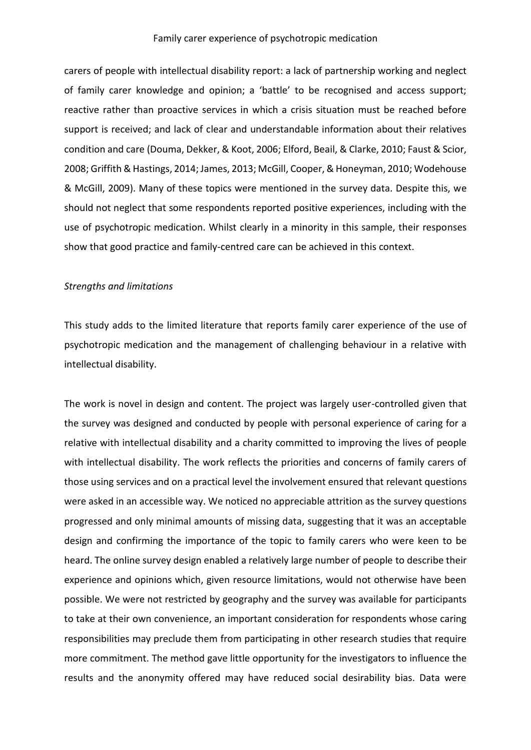carers of people with intellectual disability report: a lack of partnership working and neglect of family carer knowledge and opinion; a 'battle' to be recognised and access support; reactive rather than proactive services in which a crisis situation must be reached before support is received; and lack of clear and understandable information about their relatives condition and care (Douma, Dekker, & Koot, 2006; Elford, Beail, & Clarke, 2010; Faust & Scior, 2008; Griffith & Hastings, 2014; James, 2013; McGill, Cooper, & Honeyman, 2010; Wodehouse & McGill, 2009). Many of these topics were mentioned in the survey data. Despite this, we should not neglect that some respondents reported positive experiences, including with the use of psychotropic medication. Whilst clearly in a minority in this sample, their responses show that good practice and family-centred care can be achieved in this context.

*Strengths and limitations*

This study adds to the limited literature that reports family carer experience of the use of psychotropic medication and the management of challenging behaviour in a relative with intellectual disability.

The work is novel in design and content. The project was largely user-controlled given that the survey was designed and conducted by people with personal experience of caring for a relative with intellectual disability and a charity committed to improving the lives of people with intellectual disability. The work reflects the priorities and concerns of family carers of those using services and on a practical level the involvement ensured that relevant questions were asked in an accessible way. We noticed no appreciable attrition as the survey questions progressed and only minimal amounts of missing data, suggesting that it was an acceptable design and confirming the importance of the topic to family carers who were keen to be heard. The online survey design enabled a relatively large number of people to describe their experience and opinions which, given resource limitations, would not otherwise have been possible. We were not restricted by geography and the survey was available for participants to take at their own convenience, an important consideration for respondents whose caring responsibilities may preclude them from participating in other research studies that require more commitment. The method gave little opportunity for the investigators to influence the results and the anonymity offered may have reduced social desirability bias. Data were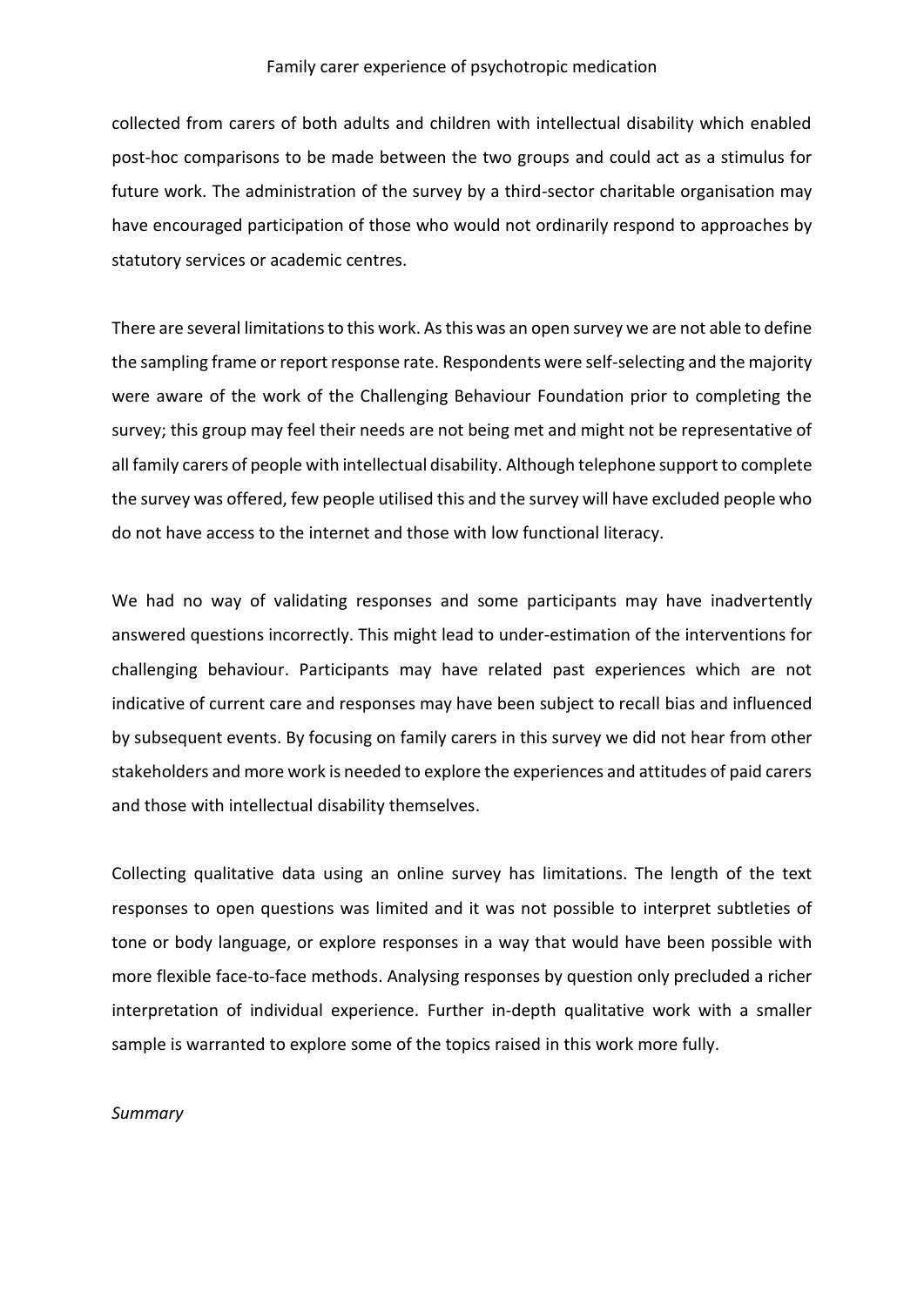collected from carers of both adults and children with intellectual disability which enabled post-hoc comparisons to be made between the two groups and could act as a stimulus for future work. The administration of the survey by a third-sector charitable organisation may have encouraged participation of those who would not ordinarily respond to approaches by statutory services or academic centres.

There are several limitations to this work. As this was an open survey we are not able to define the sampling frame or report response rate. Respondents were self-selecting and the majority were aware of the work of the Challenging Behaviour Foundation prior to completing the survey; this group may feel their needs are not being met and might not be representative of all family carers of people with intellectual disability. Although telephone support to complete the survey was offered, few people utilised this and the survey will have excluded people who do not have access to the internet and those with low functional literacy.

We had no way of validating responses and some participants may have inadvertently answered questions incorrectly. This might lead to under-estimation of the interventions for challenging behaviour. Participants may have related past experiences which are not indicative of current care and responses may have been subject to recall bias and influenced by subsequent events. By focusing on family carers in this survey we did not hear from other stakeholders and more work is needed to explore the experiences and attitudes of paid carers and those with intellectual disability themselves.

Collecting qualitative data using an online survey has limitations. The length of the text responses to open questions was limited and it was not possible to interpret subtleties of tone or body language, or explore responses in a way that would have been possible with more flexible face-to-face methods. Analysing responses by question only precluded a richer interpretation of individual experience. Further in-depth qualitative work with a smaller sample is warranted to explore some of the topics raised in this work more fully.

*Summary*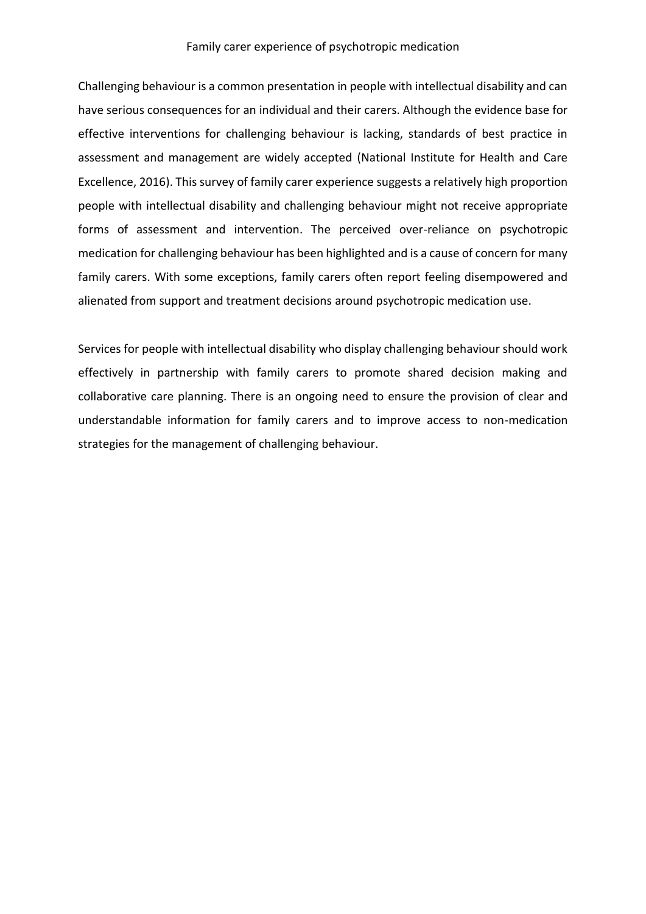Challenging behaviour is a common presentation in people with intellectual disability and can have serious consequences for an individual and their carers. Although the evidence base for effective interventions for challenging behaviour is lacking, standards of best practice in assessment and management are widely accepted (National Institute for Health and Care Excellence, 2016). This survey of family carer experience suggests a relatively high proportion people with intellectual disability and challenging behaviour might not receive appropriate forms of assessment and intervention. The perceived over-reliance on psychotropic medication for challenging behaviour has been highlighted and is a cause of concern for many family carers. With some exceptions, family carers often report feeling disempowered and alienated from support and treatment decisions around psychotropic medication use.

Services for people with intellectual disability who display challenging behaviour should work effectively in partnership with family carers to promote shared decision making and collaborative care planning. There is an ongoing need to ensure the provision of clear and understandable information for family carers and to improve access to non-medication strategies for the management of challenging behaviour.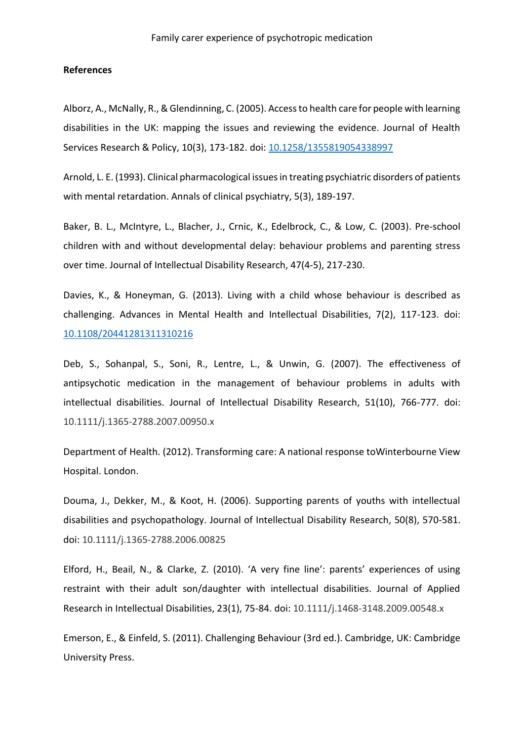**References**

Alborz, A., McNally, R., & Glendinning, C. (2005). Access to health care for people with learning disabilities in the UK: mapping the issues and reviewing the evidence. Journal of Health Services Research & Policy, 10(3), 173-182. doi: 10.1258/1355819054338997

Arnold, L. E. (1993). Clinical pharmacological issues in treating psychiatric disorders of patients with mental retardation. Annals of clinical psychiatry, 5(3), 189-197.

Baker, B. L., McIntyre, L., Blacher, J., Crnic, K., Edelbrock, C., & Low, C. (2003). Pre-school children with and without developmental delay: behaviour problems and parenting stress over time. Journal of Intellectual Disability Research, 47(4-5), 217-230.

Davies, K., & Honeyman, G. (2013). Living with a child whose behaviour is described as challenging. Advances in Mental Health and Intellectual Disabilities, 7(2), 117-123. doi: 10.1108/20441281311310216

Deb, S., Sohanpal, S., Soni, R., Lentre, L., & Unwin, G. (2007). The effectiveness of antipsychotic medication in the management of behaviour problems in adults with intellectual disabilities. Journal of Intellectual Disability Research, 51(10), 766-777. doi: 10.1111/j.1365-2788.2007.00950.x

Department of Health. (2012). Transforming care: A national response toWinterbourne View Hospital. London.

Douma, J., Dekker, M., & Koot, H. (2006). Supporting parents of youths with intellectual disabilities and psychopathology. Journal of Intellectual Disability Research, 50(8), 570-581. doi: 10.1111/j.1365-2788.2006.00825

Elford, H., Beail, N., & Clarke, Z. (2010). 'A very fine line': parents' experiences of using restraint with their adult son/daughter with intellectual disabilities. Journal of Applied Research in Intellectual Disabilities, 23(1), 75-84. doi: 10.1111/j.1468-3148.2009.00548.x

Emerson, E., & Einfeld, S. (2011). Challenging Behaviour (3rd ed.). Cambridge, UK: Cambridge University Press.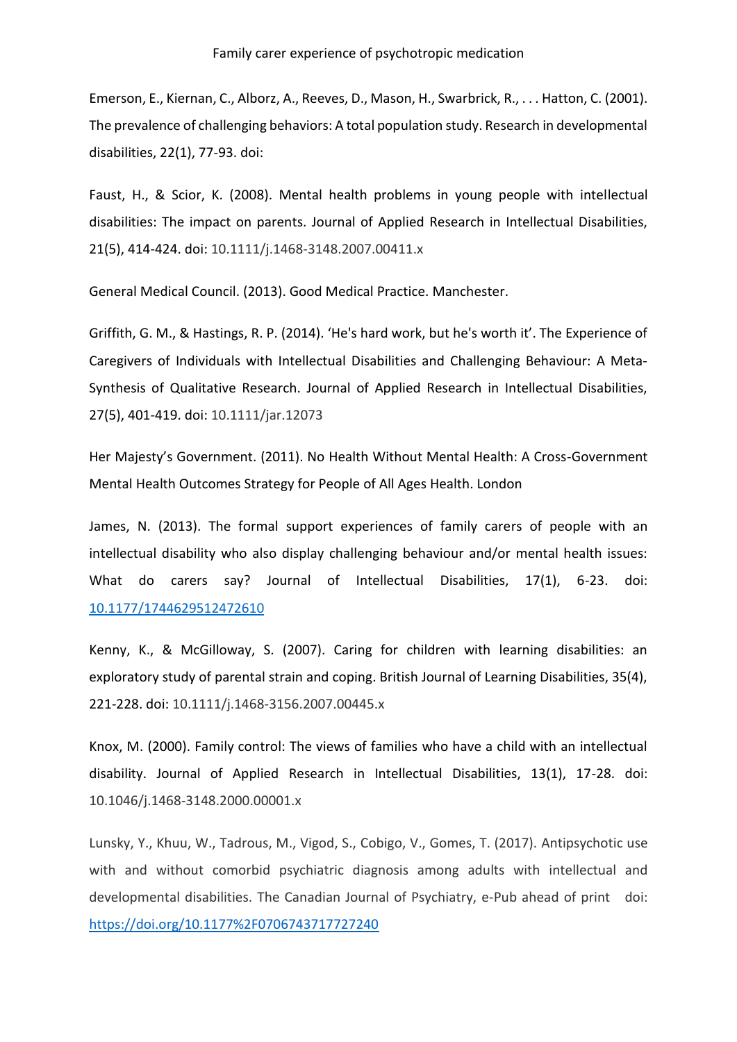Emerson, E., Kiernan, C., Alborz, A., Reeves, D., Mason, H., Swarbrick, R., . . . Hatton, C. (2001). The prevalence of challenging behaviors: A total population study. Research in developmental disabilities, 22(1), 77-93. doi:

Faust, H., & Scior, K. (2008). Mental health problems in young people with intellectual disabilities: The impact on parents. Journal of Applied Research in Intellectual Disabilities, 21(5), 414-424. doi: 10.1111/j.1468-3148.2007.00411.x

General Medical Council. (2013). Good Medical Practice. Manchester.

Griffith, G. M., & Hastings, R. P. (2014). 'He's hard work, but he's worth it'. The Experience of Caregivers of Individuals with Intellectual Disabilities and Challenging Behaviour: A Meta-Synthesis of Qualitative Research. Journal of Applied Research in Intellectual Disabilities, 27(5), 401-419. doi: 10.1111/jar.12073

Her Majesty's Government. (2011). No Health Without Mental Health: A Cross-Government Mental Health Outcomes Strategy for People of All Ages Health. London

James, N. (2013). The formal support experiences of family carers of people with an intellectual disability who also display challenging behaviour and/or mental health issues: What do carers say? Journal of Intellectual Disabilities, 17(1), 6-23. doi: 10.1177/1744629512472610

Kenny, K., & McGilloway, S. (2007). Caring for children with learning disabilities: an exploratory study of parental strain and coping. British Journal of Learning Disabilities, 35(4), 221-228. doi: 10.1111/j.1468-3156.2007.00445.x

Knox, M. (2000). Family control: The views of families who have a child with an intellectual disability. Journal of Applied Research in Intellectual Disabilities, 13(1), 17-28. doi: 10.1046/j.1468-3148.2000.00001.x

Lunsky, Y., Khuu, W., Tadrous, M., Vigod, S., Cobigo, V., Gomes, T. (2017). Antipsychotic use with and without comorbid psychiatric diagnosis among adults with intellectual and developmental disabilities. The Canadian Journal of Psychiatry, e-Pub ahead of print doi: https://doi.org/10.1177%2F0706743717727240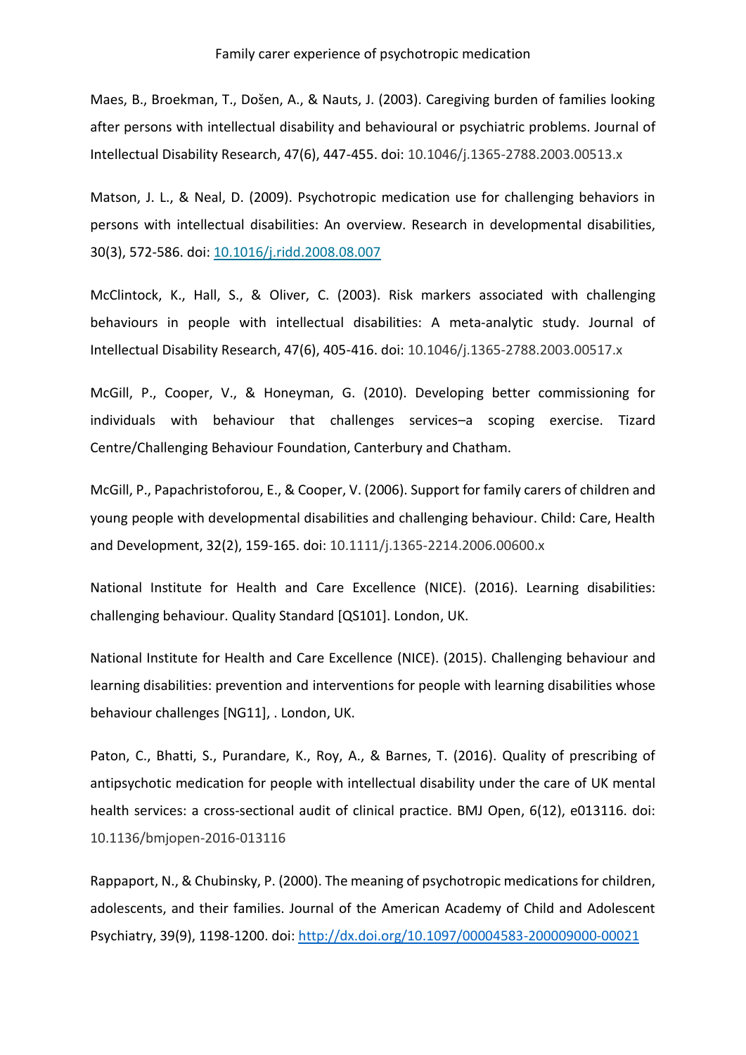Maes, B., Broekman, T., Došen, A., & Nauts, J. (2003). Caregiving burden of families looking after persons with intellectual disability and behavioural or psychiatric problems. Journal of Intellectual Disability Research, 47(6), 447-455. doi: 10.1046/j.1365-2788.2003.00513.x

Matson, J. L., & Neal, D. (2009). Psychotropic medication use for challenging behaviors in persons with intellectual disabilities: An overview. Research in developmental disabilities, 30(3), 572-586. doi: 10.1016/j.ridd.2008.08.007

McClintock, K., Hall, S., & Oliver, C. (2003). Risk markers associated with challenging behaviours in people with intellectual disabilities: A meta-analytic study. Journal of Intellectual Disability Research, 47(6), 405-416. doi: 10.1046/j.1365-2788.2003.00517.x

McGill, P., Cooper, V., & Honeyman, G. (2010). Developing better commissioning for individuals with behaviour that challenges services–a scoping exercise. Tizard Centre/Challenging Behaviour Foundation, Canterbury and Chatham.

McGill, P., Papachristoforou, E., & Cooper, V. (2006). Support for family carers of children and young people with developmental disabilities and challenging behaviour. Child: Care, Health and Development, 32(2), 159-165. doi: 10.1111/j.1365-2214.2006.00600.x

National Institute for Health and Care Excellence (NICE). (2016). Learning disabilities: challenging behaviour. Quality Standard [QS101]. London, UK.

National Institute for Health and Care Excellence (NICE). (2015). Challenging behaviour and learning disabilities: prevention and interventions for people with learning disabilities whose behaviour challenges [NG11], . London, UK.

Paton, C., Bhatti, S., Purandare, K., Roy, A., & Barnes, T. (2016). Quality of prescribing of antipsychotic medication for people with intellectual disability under the care of UK mental health services: a cross-sectional audit of clinical practice. BMJ Open, 6(12), e013116. doi: 10.1136/bmjopen-2016-013116

Rappaport, N., & Chubinsky, P. (2000). The meaning of psychotropic medications for children, adolescents, and their families. Journal of the American Academy of Child and Adolescent Psychiatry, 39(9), 1198-1200. doi: http://dx.doi.org/10.1097/00004583-200009000-00021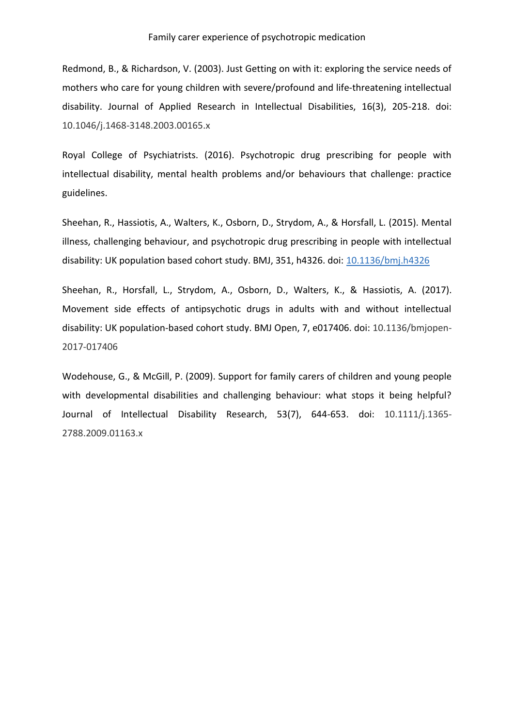Redmond, B., & Richardson, V. (2003). Just Getting on with it: exploring the service needs of mothers who care for young children with severe/profound and life-threatening intellectual disability. Journal of Applied Research in Intellectual Disabilities, 16(3), 205-218. doi: 10.1046/j.1468-3148.2003.00165.x

Royal College of Psychiatrists. (2016). Psychotropic drug prescribing for people with intellectual disability, mental health problems and/or behaviours that challenge: practice guidelines.

Sheehan, R., Hassiotis, A., Walters, K., Osborn, D., Strydom, A., & Horsfall, L. (2015). Mental illness, challenging behaviour, and psychotropic drug prescribing in people with intellectual disability: UK population based cohort study. BMJ, 351, h4326. doi: 10.1136/bmj.h4326

Sheehan, R., Horsfall, L., Strydom, A., Osborn, D., Walters, K., & Hassiotis, A. (2017). Movement side effects of antipsychotic drugs in adults with and without intellectual disability: UK population-based cohort study. BMJ Open, 7, e017406. doi: 10.1136/bmjopen-2017-017406

Wodehouse, G., & McGill, P. (2009). Support for family carers of children and young people with developmental disabilities and challenging behaviour: what stops it being helpful? Journal of Intellectual Disability Research, 53(7), 644-653. doi: 10.1111/j.1365-2788.2009.01163.x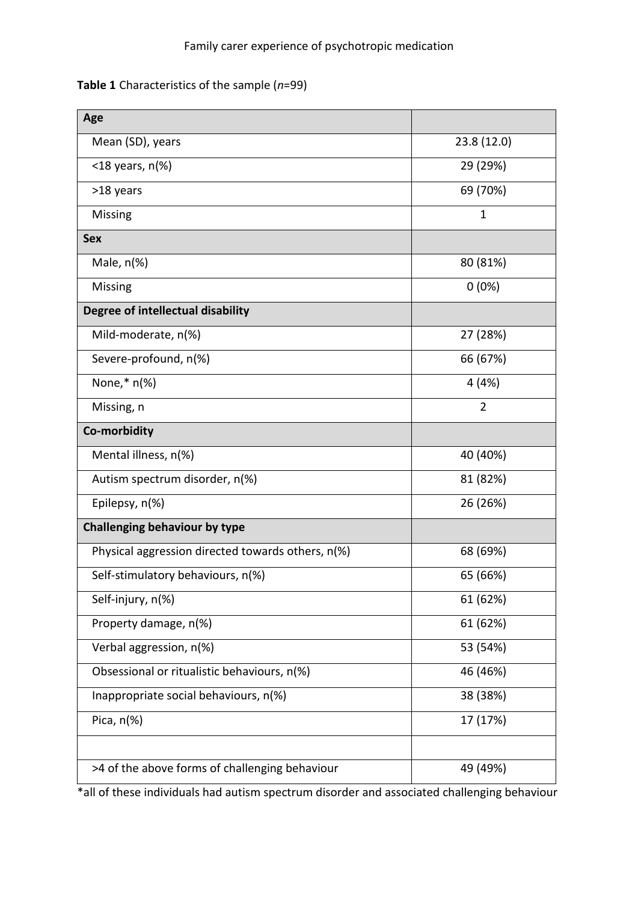**Table 1** Characteristics of the sample (*n*=99)

| **Age** | |
|---|---|
| Mean (SD), years | 23.8 (12.0) |
| <18 years, n(%) | 29 (29%) |
| >18 years | 69 (70%) |
| Missing | 1 |
| **Sex** | |
| Male, n(%) | 80 (81%) |
| Missing | 0 (0%) |
| **Degree of intellectual disability** | |
| Mild-moderate, n(%) | 27 (28%) |
| Severe-profound, n(%) | 66 (67%) |
| None,* n(%) | 4 (4%) |
| Missing, n | 2 |
| **Co-morbidity** | |
| Mental illness, n(%) | 40 (40%) |
| Autism spectrum disorder, n(%) | 81 (82%) |
| Epilepsy, n(%) | 26 (26%) |
| **Challenging behaviour by type** | |
| Physical aggression directed towards others, n(%) | 68 (69%) |
| Self-stimulatory behaviours, n(%) | 65 (66%) |
| Self-injury, n(%) | 61 (62%) |
| Property damage, n(%) | 61 (62%) |
| Verbal aggression, n(%) | 53 (54%) |
| Obsessional or ritualistic behaviours, n(%) | 46 (46%) |
| Inappropriate social behaviours, n(%) | 38 (38%) |
| Pica, n(%) | 17 (17%) |
| | |
| >4 of the above forms of challenging behaviour | 49 (49%) |

*all of these individuals had autism spectrum disorder and associated challenging behaviour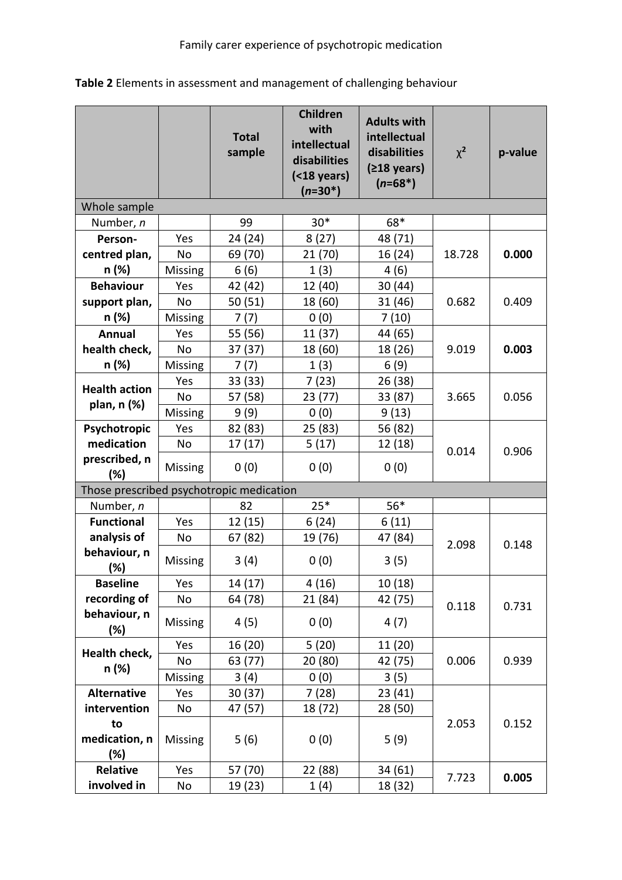**Table 2** Elements in assessment and management of challenging behaviour

| | | Total sample | Children with intellectual disabilities (<18 years) (*n*=30*) | Adults with intellectual disabilities (≥18 years) (*n*=68*) | $\chi^2$ | p-value |
|---|---|---|---|---|---|---|
| Whole sample | | | | | | |
| Number, *n* | | 99 | 30* | 68* | | |
| **Person-centred plan, n (%)** | Yes | 24 (24) | 8 (27) | 48 (71) | 18.728 | **0.000** |
| | No | 69 (70) | 21 (70) | 16 (24) | | |
| | Missing | 6 (6) | 1 (3) | 4 (6) | | |
| **Behaviour support plan, n (%)** | Yes | 42 (42) | 12 (40) | 30 (44) | 0.682 | 0.409 |
| | No | 50 (51) | 18 (60) | 31 (46) | | |
| | Missing | 7 (7) | 0 (0) | 7 (10) | | |
| **Annual health check, n (%)** | Yes | 55 (56) | 11 (37) | 44 (65) | 9.019 | **0.003** |
| | No | 37 (37) | 18 (60) | 18 (26) | | |
| | Missing | 7 (7) | 1 (3) | 6 (9) | | |
| **Health action plan, n (%)** | Yes | 33 (33) | 7 (23) | 26 (38) | 3.665 | 0.056 |
| | No | 57 (58) | 23 (77) | 33 (87) | | |
| | Missing | 9 (9) | 0 (0) | 9 (13) | | |
| **Psychotropic medication prescribed, n (%)** | Yes | 82 (83) | 25 (83) | 56 (82) | 0.014 | 0.906 |
| | No | 17 (17) | 5 (17) | 12 (18) | | |
| | Missing | 0 (0) | 0 (0) | 0 (0) | | |
| Those prescribed psychotropic medication | | | | | | |
| Number, *n* | | 82 | 25* | 56* | | |
| **Functional analysis of behaviour, n (%)** | Yes | 12 (15) | 6 (24) | 6 (11) | 2.098 | 0.148 |
| | No | 67 (82) | 19 (76) | 47 (84) | | |
| | Missing | 3 (4) | 0 (0) | 3 (5) | | |
| **Baseline recording of behaviour, n (%)** | Yes | 14 (17) | 4 (16) | 10 (18) | 0.118 | 0.731 |
| | No | 64 (78) | 21 (84) | 42 (75) | | |
| | Missing | 4 (5) | 0 (0) | 4 (7) | | |
| **Health check, n (%)** | Yes | 16 (20) | 5 (20) | 11 (20) | 0.006 | 0.939 |
| | No | 63 (77) | 20 (80) | 42 (75) | | |
| | Missing | 3 (4) | 0 (0) | 3 (5) | | |
| **Alternative intervention to medication, n (%)** | Yes | 30 (37) | 7 (28) | 23 (41) | 2.053 | 0.152 |
| | No | 47 (57) | 18 (72) | 28 (50) | | |
| | Missing | 5 (6) | 0 (0) | 5 (9) | | |
| **Relative involved in** | Yes | 57 (70) | 22 (88) | 34 (61) | 7.723 | **0.005** |
| | No | 19 (23) | 1 (4) | 18 (32) | | |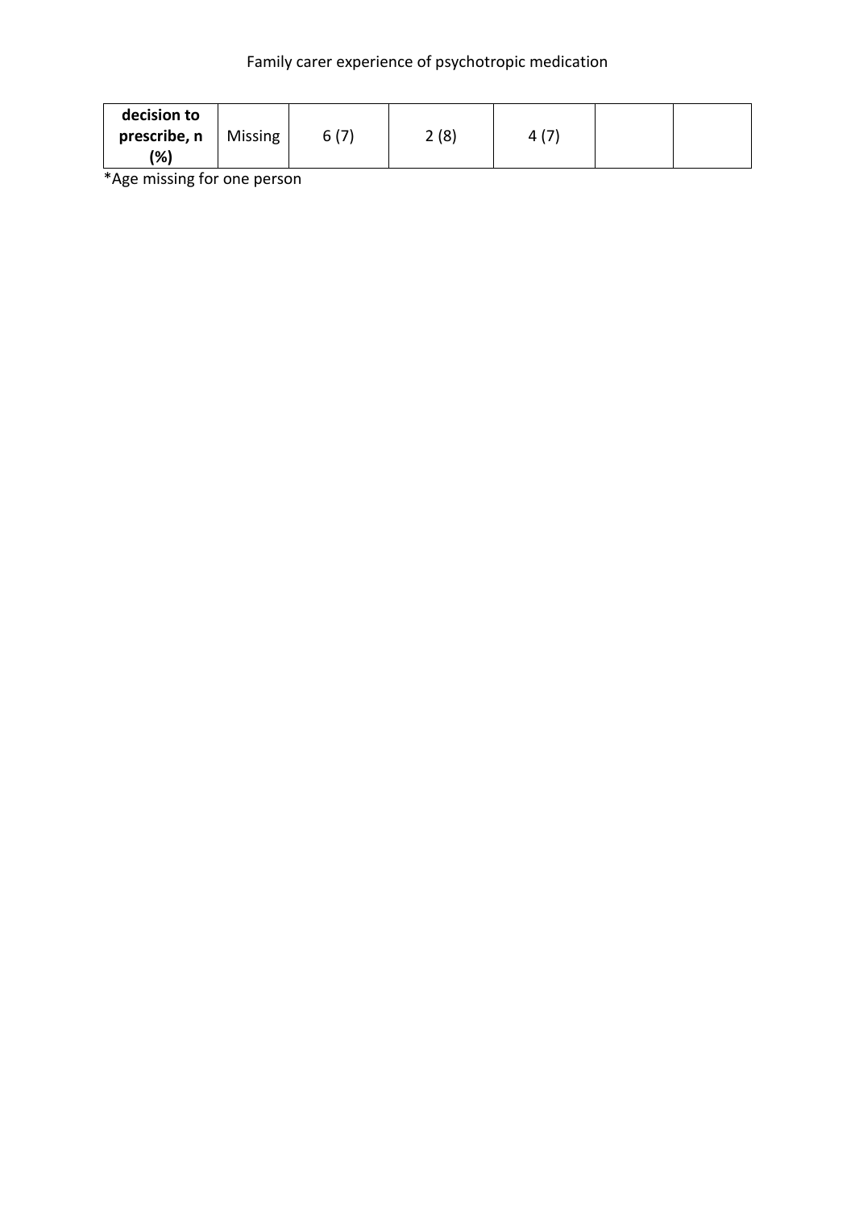| decision to prescribe, n (%) | Missing | 6 (7) | 2 (8) | 4 (7) | | |
|---|---|---|---|---|---|---|

*Age missing for one person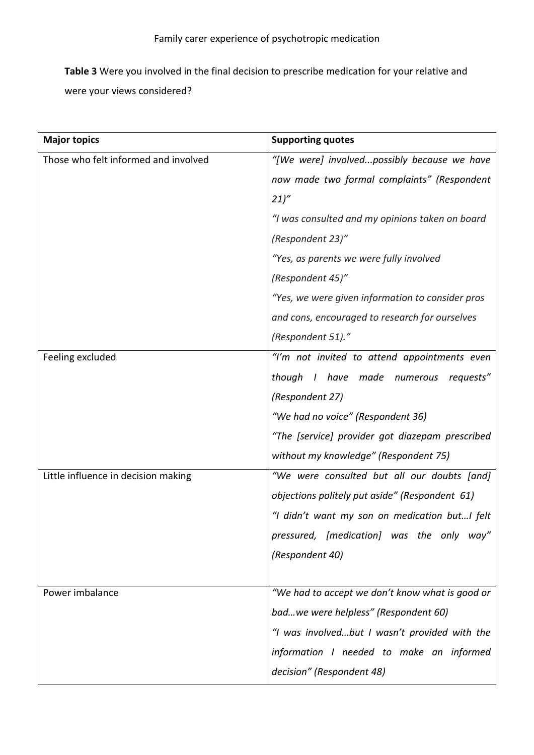**Table 3** Were you involved in the final decision to prescribe medication for your relative and were your views considered?

| **Major topics** | **Supporting quotes** |
|---|---|
| Those who felt informed and involved | *"[We were] involved...possibly because we have now made two formal complaints" (Respondent 21)"* *"I was consulted and my opinions taken on board (Respondent 23)"* *"Yes, as parents we were fully involved (Respondent 45)"* *"Yes, we were given information to consider pros and cons, encouraged to research for ourselves (Respondent 51)."* |
| Feeling excluded | *"I'm not invited to attend appointments even though I have made numerous requests" (Respondent 27)* *"We had no voice" (Respondent 36)* *"The [service] provider got diazepam prescribed without my knowledge" (Respondent 75)* |
| Little influence in decision making | *"We were consulted but all our doubts [and] objections politely put aside" (Respondent 61)* *"I didn't want my son on medication but…I felt pressured, [medication] was the only way" (Respondent 40)* |
| Power imbalance | *"We had to accept we don't know what is good or bad…we were helpless" (Respondent 60)* *"I was involved…but I wasn't provided with the information I needed to make an informed decision" (Respondent 48)* |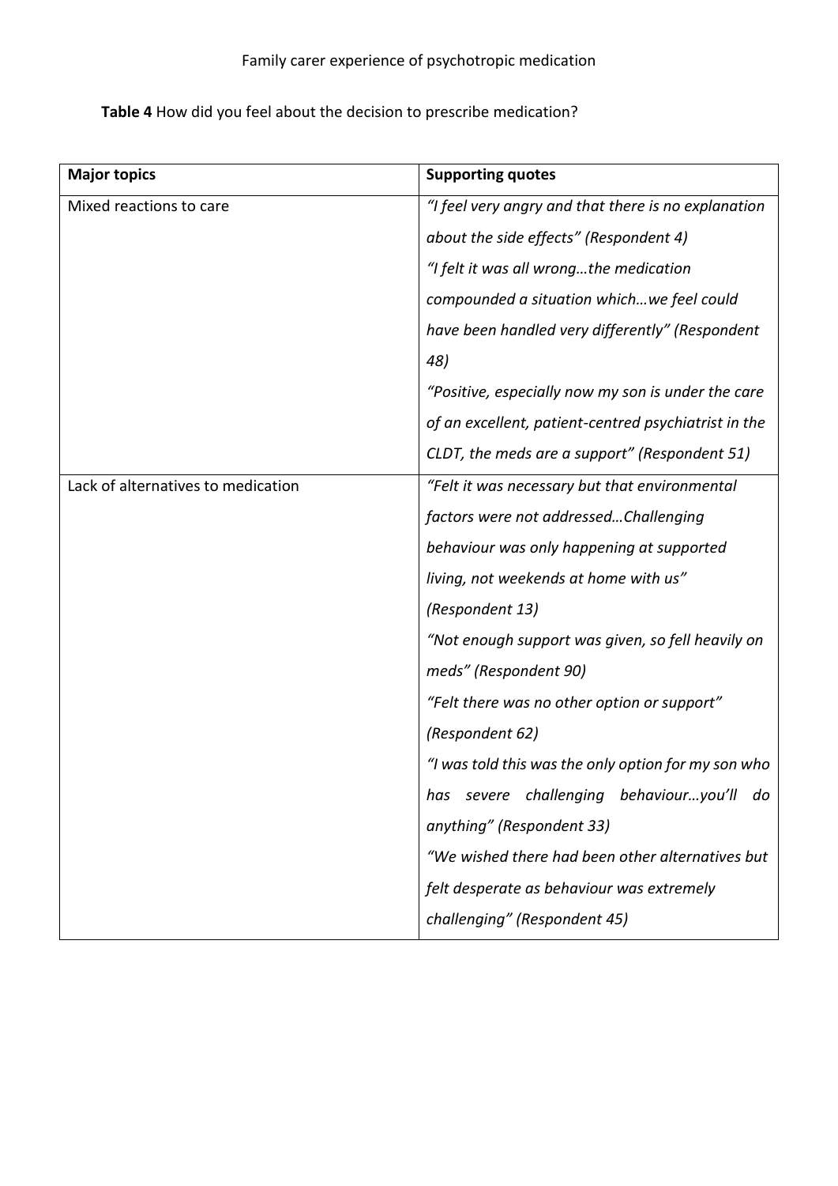**Table 4** How did you feel about the decision to prescribe medication?

| Major topics | Supporting quotes |
|---|---|
| Mixed reactions to care | *"I feel very angry and that there is no explanation about the side effects" (Respondent 4)*<br>*"I felt it was all wrong…the medication compounded a situation which…we feel could have been handled very differently" (Respondent 48)*<br>*"Positive, especially now my son is under the care of an excellent, patient-centred psychiatrist in the CLDT, the meds are a support" (Respondent 51)* |
| Lack of alternatives to medication | *"Felt it was necessary but that environmental factors were not addressed…Challenging behaviour was only happening at supported living, not weekends at home with us" (Respondent 13)*<br>*"Not enough support was given, so fell heavily on meds" (Respondent 90)*<br>*"Felt there was no other option or support" (Respondent 62)*<br>*"I was told this was the only option for my son who has severe challenging behaviour…you'll do anything" (Respondent 33)*<br>*"We wished there had been other alternatives but felt desperate as behaviour was extremely challenging" (Respondent 45)* |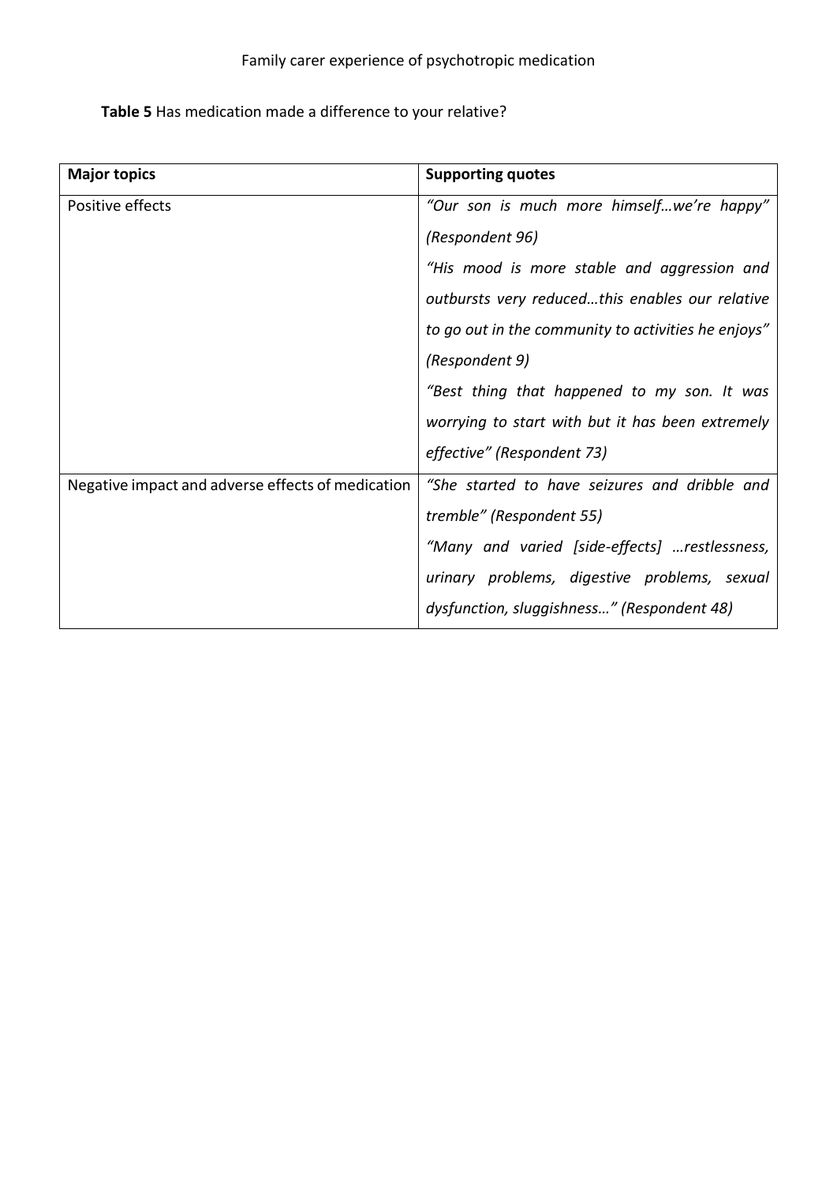**Table 5** Has medication made a difference to your relative?

| **Major topics** | **Supporting quotes** |
|---|---|
| Positive effects | *"Our son is much more himself…we're happy" (Respondent 96)*<br>*"His mood is more stable and aggression and outbursts very reduced…this enables our relative to go out in the community to activities he enjoys" (Respondent 9)*<br>*"Best thing that happened to my son. It was worrying to start with but it has been extremely effective" (Respondent 73)* |
| Negative impact and adverse effects of medication | *"She started to have seizures and dribble and tremble" (Respondent 55)*<br>*"Many and varied [side-effects] …restlessness, urinary problems, digestive problems, sexual dysfunction, sluggishness…" (Respondent 48)* |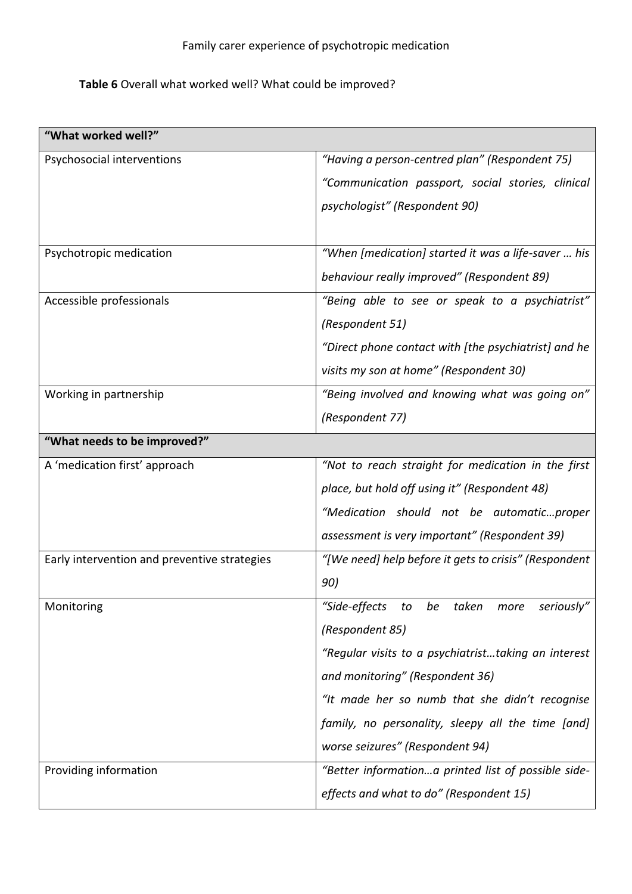**Table 6** Overall what worked well? What could be improved?

| **"What worked well?"** | |
|---|---|
| Psychosocial interventions | *"Having a person-centred plan" (Respondent 75)* *"Communication passport, social stories, clinical psychologist" (Respondent 90)* |
| Psychotropic medication | *"When [medication] started it was a life-saver … his behaviour really improved" (Respondent 89)* |
| Accessible professionals | *"Being able to see or speak to a psychiatrist" (Respondent 51)* *"Direct phone contact with [the psychiatrist] and he visits my son at home" (Respondent 30)* |
| Working in partnership | *"Being involved and knowing what was going on" (Respondent 77)* |
| **"What needs to be improved?"** | |
| A 'medication first' approach | *"Not to reach straight for medication in the first place, but hold off using it" (Respondent 48)* *"Medication should not be automatic…proper assessment is very important" (Respondent 39)* |
| Early intervention and preventive strategies | *"[We need] help before it gets to crisis" (Respondent 90)* |
| Monitoring | *"Side-effects to be taken more seriously" (Respondent 85)* *"Regular visits to a psychiatrist…taking an interest and monitoring" (Respondent 36)* *"It made her so numb that she didn't recognise family, no personality, sleepy all the time [and] worse seizures" (Respondent 94)* |
| Providing information | *"Better information…a printed list of possible side-effects and what to do" (Respondent 15)* |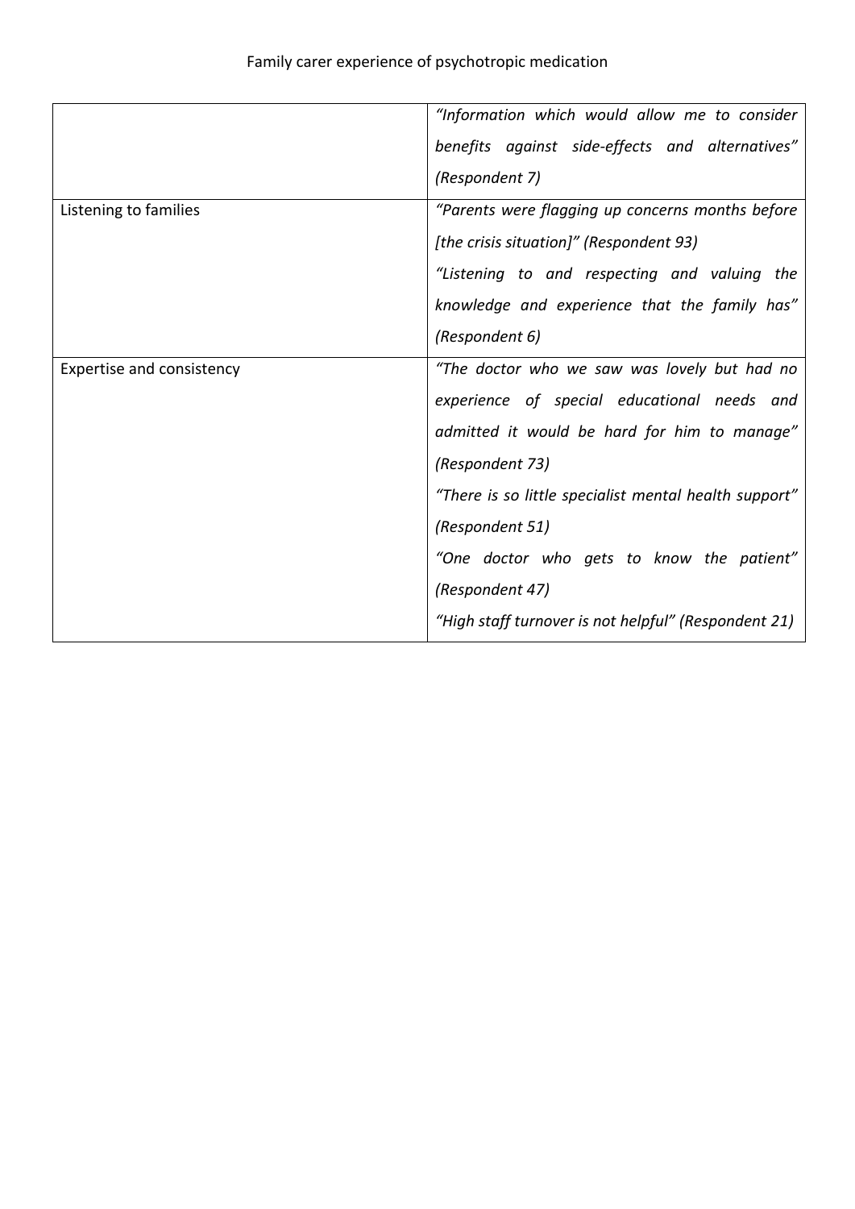| | |
|---|---|
| | *"Information which would allow me to consider benefits against side-effects and alternatives" (Respondent 7)* |
| Listening to families | *"Parents were flagging up concerns months before [the crisis situation]" (Respondent 93)*<br>*"Listening to and respecting and valuing the knowledge and experience that the family has" (Respondent 6)* |
| Expertise and consistency | *"The doctor who we saw was lovely but had no experience of special educational needs and admitted it would be hard for him to manage" (Respondent 73)*<br>*"There is so little specialist mental health support" (Respondent 51)*<br>*"One doctor who gets to know the patient" (Respondent 47)*<br>*"High staff turnover is not helpful" (Respondent 21)* |